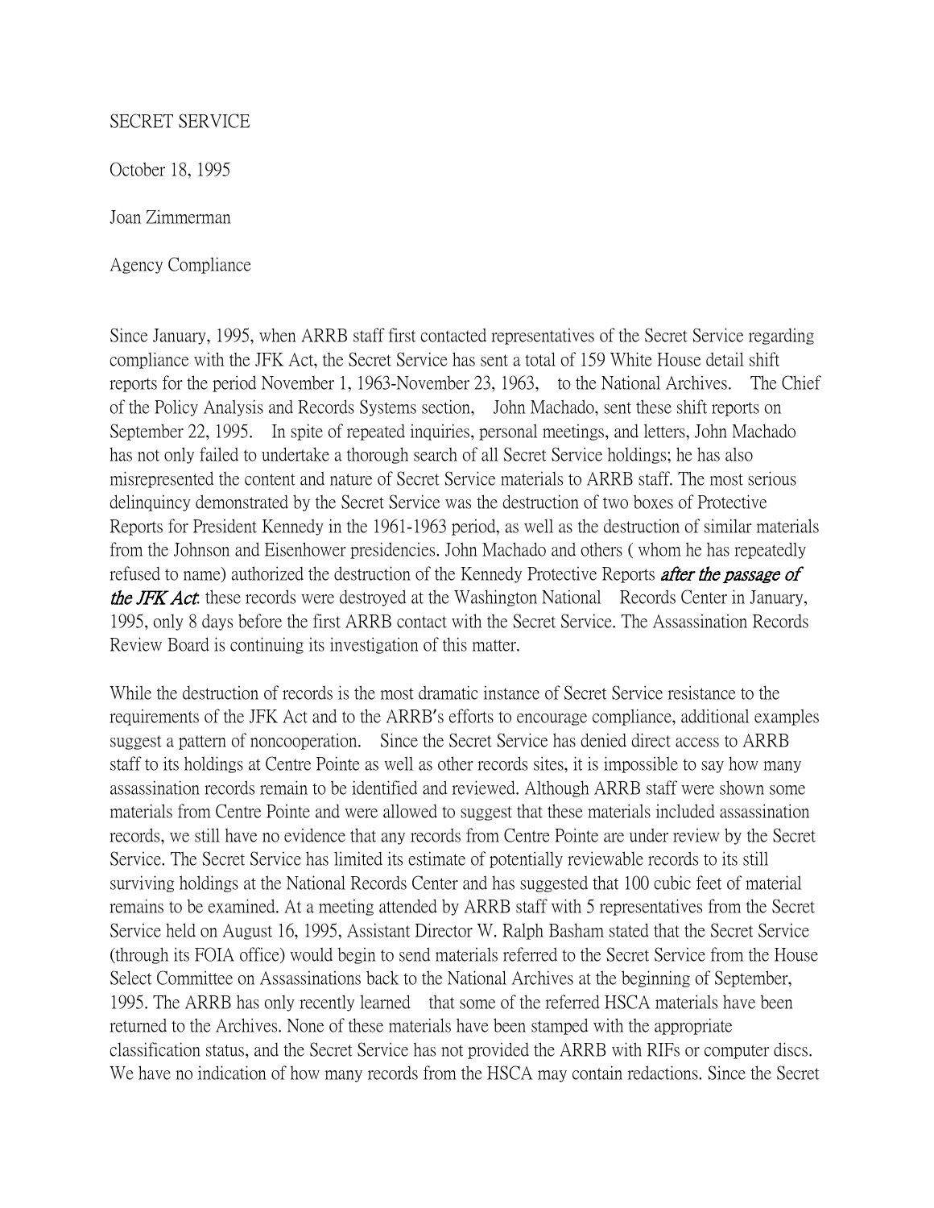SECRET SERVICE

October 18, 1995

Joan Zimmerman

Agency Compliance

Since January, 1995, when ARRB staff first contacted representatives of the Secret Service regarding compliance with the JFK Act, the Secret Service has sent a total of 159 White House detail shift reports for the period November 1, 1963-November 23, 1963, to the National Archives. The Chief of the Policy Analysis and Records Systems section, John Machado, sent these shift reports on September 22, 1995. In spite of repeated inquiries, personal meetings, and letters, John Machado has not only failed to undertake a thorough search of all Secret Service holdings; he has also misrepresented the content and nature of Secret Service materials to ARRB staff. The most serious delinquincy demonstrated by the Secret Service was the destruction of two boxes of Protective Reports for President Kennedy in the 1961-1963 period, as well as the destruction of similar materials from the Johnson and Eisenhower presidencies. John Machado and others ( whom he has repeatedly refused to name) authorized the destruction of the Kennedy Protective Reports ***after the passage of the JFK Act***: these records were destroyed at the Washington National Records Center in January, 1995, only 8 days before the first ARRB contact with the Secret Service. The Assassination Records Review Board is continuing its investigation of this matter.

While the destruction of records is the most dramatic instance of Secret Service resistance to the requirements of the JFK Act and to the ARRB's efforts to encourage compliance, additional examples suggest a pattern of noncooperation. Since the Secret Service has denied direct access to ARRB staff to its holdings at Centre Pointe as well as other records sites, it is impossible to say how many assassination records remain to be identified and reviewed. Although ARRB staff were shown some materials from Centre Pointe and were allowed to suggest that these materials included assassination records, we still have no evidence that any records from Centre Pointe are under review by the Secret Service. The Secret Service has limited its estimate of potentially reviewable records to its still surviving holdings at the National Records Center and has suggested that 100 cubic feet of material remains to be examined. At a meeting attended by ARRB staff with 5 representatives from the Secret Service held on August 16, 1995, Assistant Director W. Ralph Basham stated that the Secret Service (through its FOIA office) would begin to send materials referred to the Secret Service from the House Select Committee on Assassinations back to the National Archives at the beginning of September, 1995. The ARRB has only recently learned that some of the referred HSCA materials have been returned to the Archives. None of these materials have been stamped with the appropriate classification status, and the Secret Service has not provided the ARRB with RIFs or computer discs. We have no indication of how many records from the HSCA may contain redactions. Since the Secret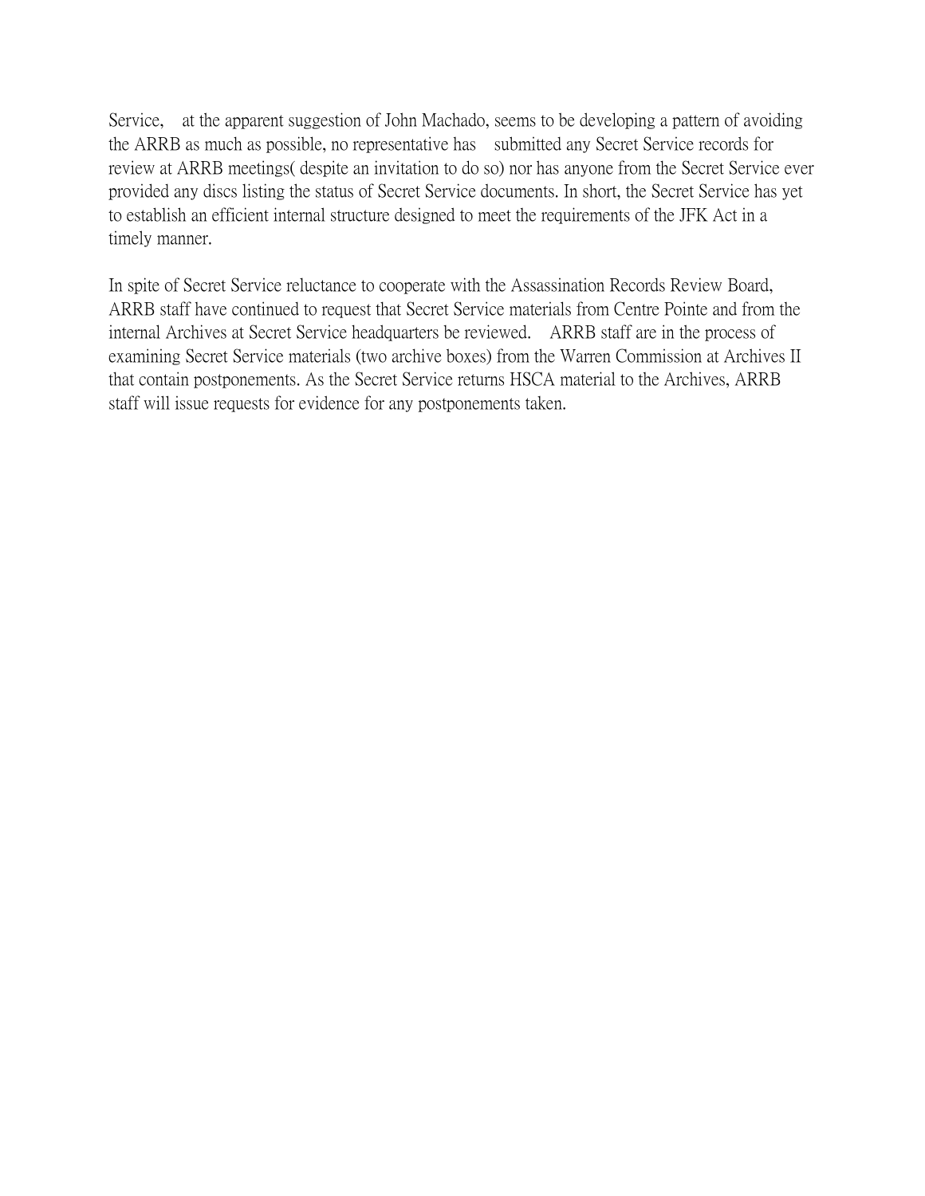Service, at the apparent suggestion of John Machado, seems to be developing a pattern of avoiding the ARRB as much as possible, no representative has submitted any Secret Service records for review at ARRB meetings( despite an invitation to do so) nor has anyone from the Secret Service ever provided any discs listing the status of Secret Service documents. In short, the Secret Service has yet to establish an efficient internal structure designed to meet the requirements of the JFK Act in a timely manner.

In spite of Secret Service reluctance to cooperate with the Assassination Records Review Board, ARRB staff have continued to request that Secret Service materials from Centre Pointe and from the internal Archives at Secret Service headquarters be reviewed. ARRB staff are in the process of examining Secret Service materials (two archive boxes) from the Warren Commission at Archives II that contain postponements. As the Secret Service returns HSCA material to the Archives, ARRB staff will issue requests for evidence for any postponements taken.